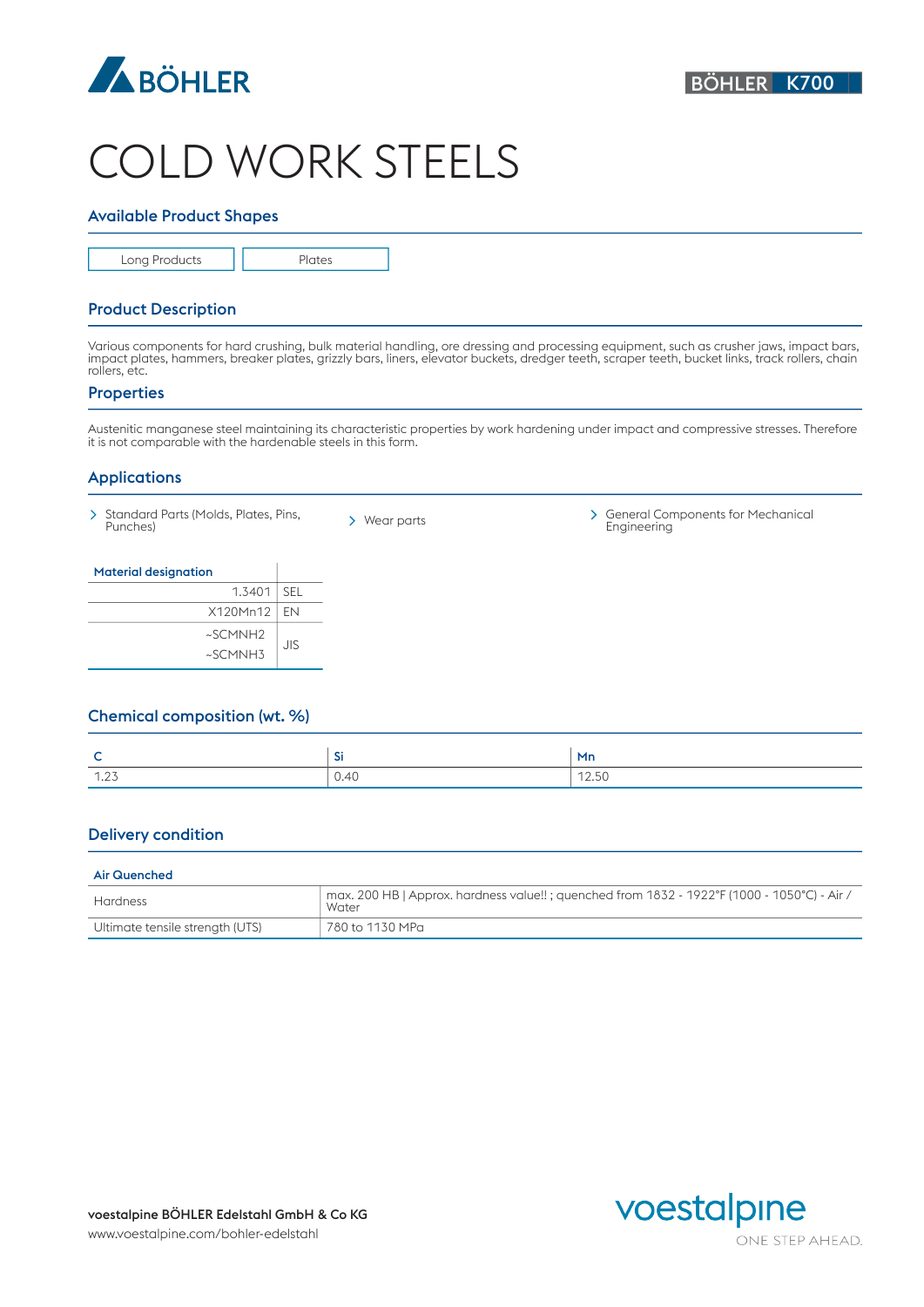BÖHLER

BÖHLER K700

# COLD WORK STEELS

## Available Product Shapes

| Long Products | Plates |
|---|---|

## Product Description

Various components for hard crushing, bulk material handling, ore dressing and processing equipment, such as crusher jaws, impact bars, impact plates, hammers, breaker plates, grizzly bars, liners, elevator buckets, dredger teeth, scraper teeth, bucket links, track rollers, chain rollers, etc.

## Properties

Austenitic manganese steel maintaining its characteristic properties by work hardening under impact and compressive stresses. Therefore it is not comparable with the hardenable steels in this form.

## Applications

- Standard Parts (Molds, Plates, Pins, Punches)
- Wear parts
- General Components for Mechanical Engineering

| Material designation | |
|---|---|
| 1.3401 | SEL |
| X120Mn12 | EN |
| ~SCMNH2<br>~SCMNH3 | JIS |

## Chemical composition (wt. %)

| C | Si | Mn |
|---|---|---|
| 1.23 | 0.40 | 12.50 |

## Delivery condition

| Air Quenched | |
|---|---|
| Hardness | max. 200 HB \| Approx. hardness value!! ; quenched from 1832 - 1922°F (1000 - 1050°C) - Air / Water |
| Ultimate tensile strength (UTS) | 780 to 1130 MPa |

**voestalpine BÖHLER Edelstahl GmbH & Co KG**
www.voestalpine.com/bohler-edelstahl

voestalpine
ONE STEP AHEAD.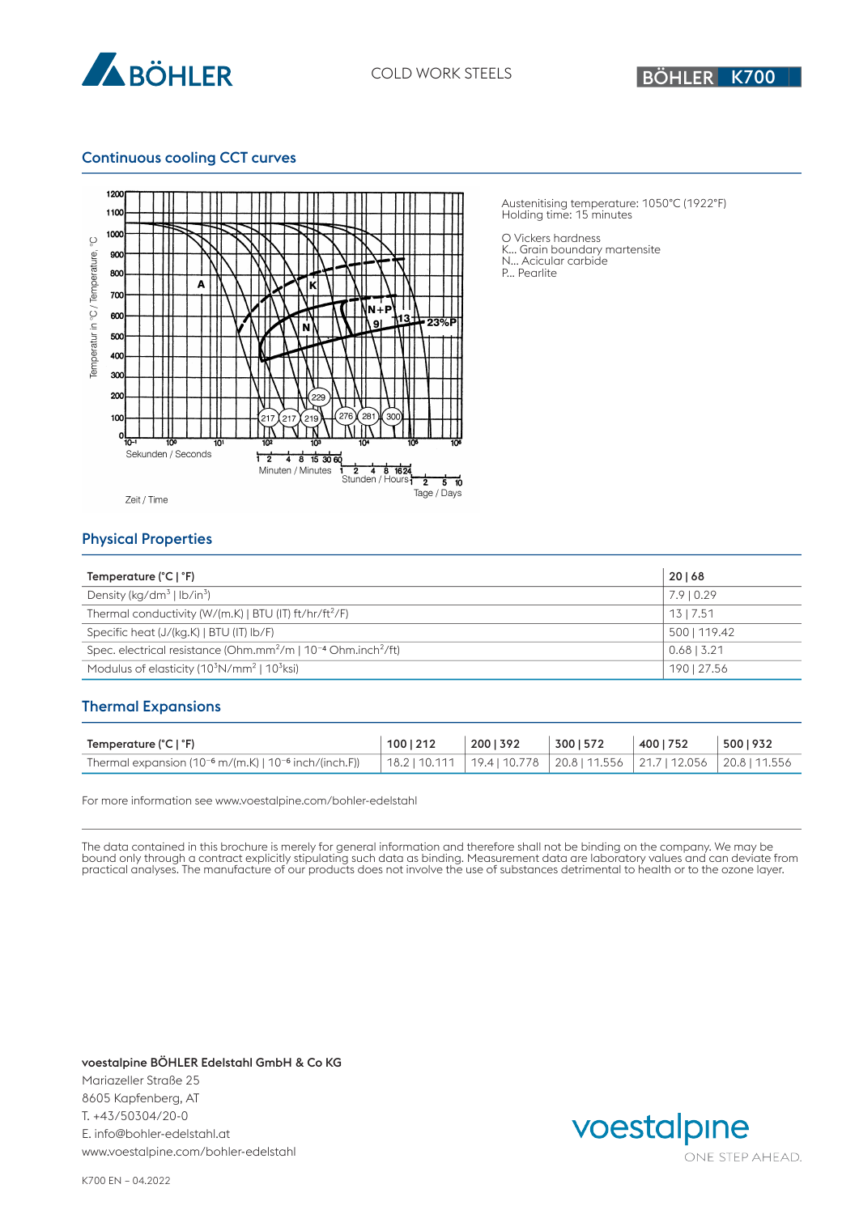## Continuous cooling CCT curves

Temperatur in °C / Temperature, °C

1200
1100
1000
900
800
700
600
500
400
300
200
100
0

A
K
N+P
N
9
13
23%P

217 217 219 229 276 281 300

10⁻¹ 10⁰ 10¹ 10² 10³ 10⁴ 10⁵ 10⁶

Sekunden / Seconds

1 2 4 8 15 30 60
Minuten / Minutes

1 2 4 8 16 24
Stunden / Hours

1 2 5 10
Tage / Days

Zeit / Time

Austenitising temperature: 1050°C (1922°F)
Holding time: 15 minutes

O Vickers hardness
K... Grain boundary martensite
N... Acicular carbide
P... Pearlite

## Physical Properties

| Temperature (°C \| °F) | 20 \| 68 |
|---|---|
| Density (kg/dm³ \| lb/in³) | 7.9 \| 0.29 |
| Thermal conductivity (W/(m.K) \| BTU (IT) ft/hr/ft²/F) | 13 \| 7.51 |
| Specific heat (J/(kg.K) \| BTU (IT) lb/F) | 500 \| 119.42 |
| Spec. electrical resistance (Ohm.mm²/m \| 10⁻⁴ Ohm.inch²/ft) | 0.68 \| 3.21 |
| Modulus of elasticity (10³N/mm² \| 10³ksi) | 190 \| 27.56 |

## Thermal Expansions

| Temperature (°C \| °F) | 100 \| 212 | 200 \| 392 | 300 \| 572 | 400 \| 752 | 500 \| 932 |
|---|---|---|---|---|---|
| Thermal expansion (10⁻⁶ m/(m.K) \| 10⁻⁶ inch/(inch.F)) | 18.2 \| 10.111 | 19.4 \| 10.778 | 20.8 \| 11.556 | 21.7 \| 12.056 | 20.8 \| 11.556 |

For more information see www.voestalpine.com/bohler-edelstahl

The data contained in this brochure is merely for general information and therefore shall not be binding on the company. We may be bound only through a contract explicitly stipulating such data as binding. Measurement data are laboratory values and can deviate from practical analyses. The manufacture of our products does not involve the use of substances detrimental to health or to the ozone layer.

**voestalpine BÖHLER Edelstahl GmbH & Co KG**
Mariazeller Straße 25
8605 Kapfenberg, AT
T. +43/50304/20-0
E. info@bohler-edelstahl.at
www.voestalpine.com/bohler-edelstahl

voestalpine
ONE STEP AHEAD.

K700 EN – 04.2022